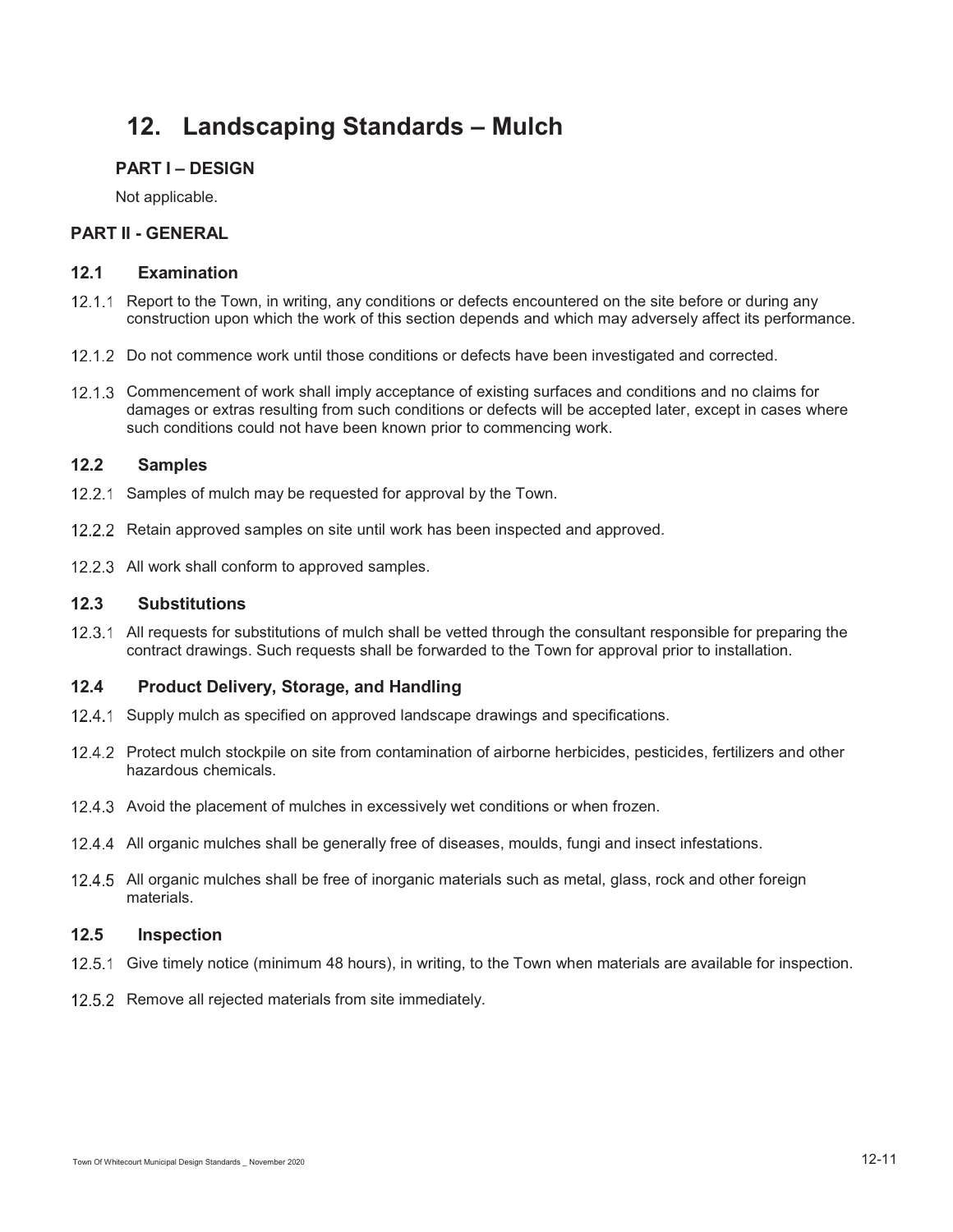# 12. Landscaping Standards – Mulch

## PART I – DESIGN

Not applicable.

## PART II - GENERAL

### 12.1 Examination

12.1.1 Report to the Town, in writing, any conditions or defects encountered on the site before or during any construction upon which the work of this section depends and which may adversely affect its performance.

12.1.2 Do not commence work until those conditions or defects have been investigated and corrected.

12.1.3 Commencement of work shall imply acceptance of existing surfaces and conditions and no claims for damages or extras resulting from such conditions or defects will be accepted later, except in cases where such conditions could not have been known prior to commencing work.

### 12.2 Samples

12.2.1 Samples of mulch may be requested for approval by the Town.

12.2.2 Retain approved samples on site until work has been inspected and approved.

12.2.3 All work shall conform to approved samples.

### 12.3 Substitutions

12.3.1 All requests for substitutions of mulch shall be vetted through the consultant responsible for preparing the contract drawings. Such requests shall be forwarded to the Town for approval prior to installation.

### 12.4 Product Delivery, Storage, and Handling

12.4.1 Supply mulch as specified on approved landscape drawings and specifications.

12.4.2 Protect mulch stockpile on site from contamination of airborne herbicides, pesticides, fertilizers and other hazardous chemicals.

12.4.3 Avoid the placement of mulches in excessively wet conditions or when frozen.

12.4.4 All organic mulches shall be generally free of diseases, moulds, fungi and insect infestations.

12.4.5 All organic mulches shall be free of inorganic materials such as metal, glass, rock and other foreign materials.

### 12.5 Inspection

12.5.1 Give timely notice (minimum 48 hours), in writing, to the Town when materials are available for inspection.

12.5.2 Remove all rejected materials from site immediately.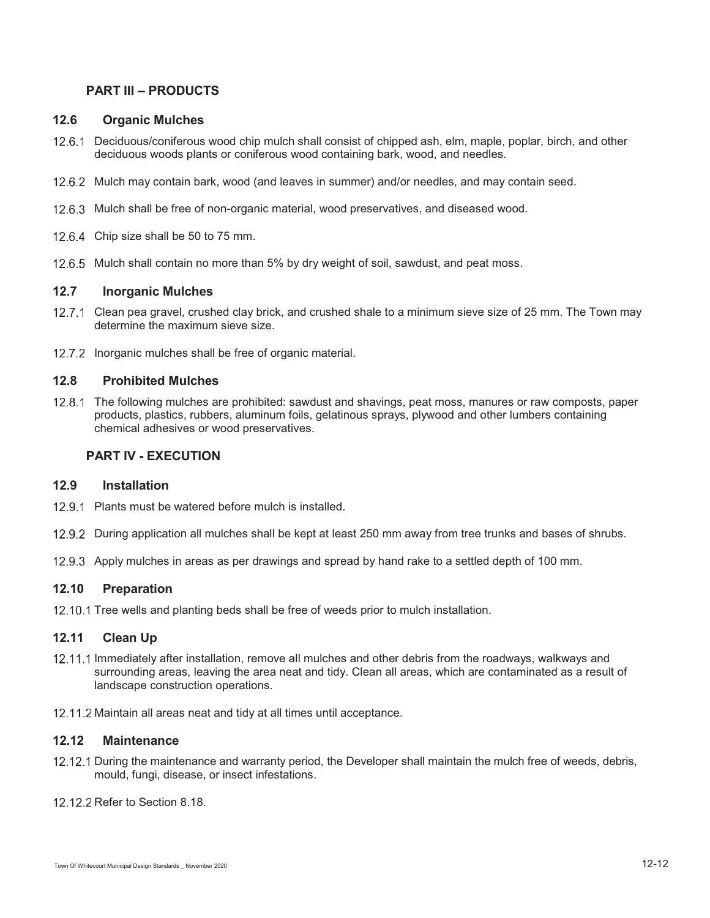## PART III – PRODUCTS

### 12.6 Organic Mulches

12.6.1 Deciduous/coniferous wood chip mulch shall consist of chipped ash, elm, maple, poplar, birch, and other deciduous woods plants or coniferous wood containing bark, wood, and needles.

12.6.2 Mulch may contain bark, wood (and leaves in summer) and/or needles, and may contain seed.

12.6.3 Mulch shall be free of non-organic material, wood preservatives, and diseased wood.

12.6.4 Chip size shall be 50 to 75 mm.

12.6.5 Mulch shall contain no more than 5% by dry weight of soil, sawdust, and peat moss.

### 12.7 Inorganic Mulches

12.7.1 Clean pea gravel, crushed clay brick, and crushed shale to a minimum sieve size of 25 mm. The Town may determine the maximum sieve size.

12.7.2 Inorganic mulches shall be free of organic material.

### 12.8 Prohibited Mulches

12.8.1 The following mulches are prohibited: sawdust and shavings, peat moss, manures or raw composts, paper products, plastics, rubbers, aluminum foils, gelatinous sprays, plywood and other lumbers containing chemical adhesives or wood preservatives.

## PART IV - EXECUTION

### 12.9 Installation

12.9.1 Plants must be watered before mulch is installed.

12.9.2 During application all mulches shall be kept at least 250 mm away from tree trunks and bases of shrubs.

12.9.3 Apply mulches in areas as per drawings and spread by hand rake to a settled depth of 100 mm.

### 12.10 Preparation

12.10.1 Tree wells and planting beds shall be free of weeds prior to mulch installation.

### 12.11 Clean Up

12.11.1 Immediately after installation, remove all mulches and other debris from the roadways, walkways and surrounding areas, leaving the area neat and tidy. Clean all areas, which are contaminated as a result of landscape construction operations.

12.11.2 Maintain all areas neat and tidy at all times until acceptance.

### 12.12 Maintenance

12.12.1 During the maintenance and warranty period, the Developer shall maintain the mulch free of weeds, debris, mould, fungi, disease, or insect infestations.

12.12.2 Refer to Section 8.18.